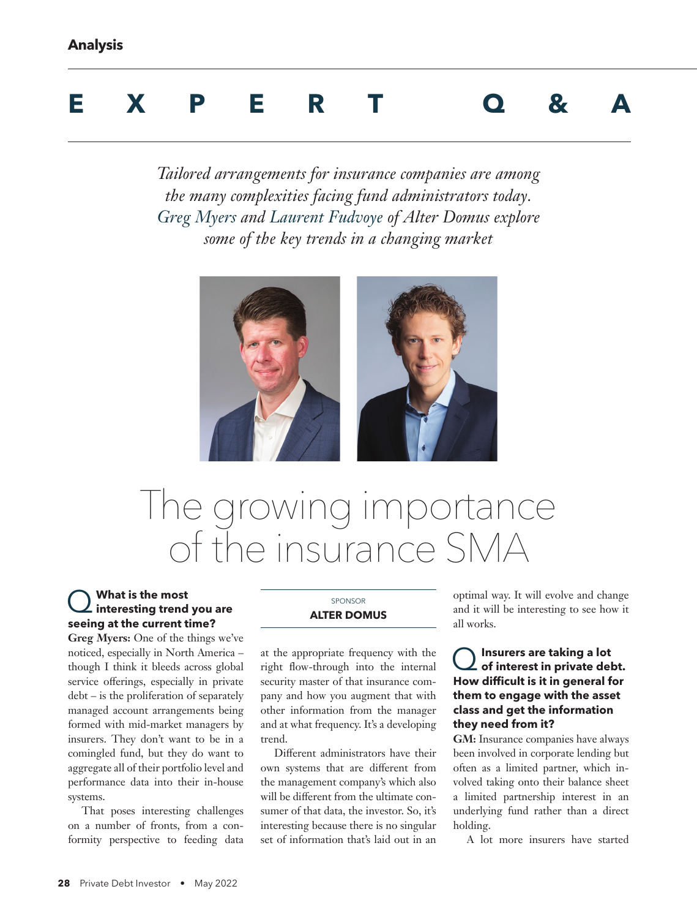Analysis

# EXPERT Q&A

*Tailored arrangements for insurance companies are among the many complexities facing fund administrators today. Greg Myers and Laurent Fudvoye of Alter Domus explore some of the key trends in a changing market*

# The growing importance of the insurance SMA

SPONSOR

**ALTER DOMUS**

**Q What is the most interesting trend you are seeing at the current time?**

**Greg Myers:** One of the things we've noticed, especially in North America – though I think it bleeds across global service offerings, especially in private debt – is the proliferation of separately managed account arrangements being formed with mid-market managers by insurers. They don't want to be in a comingled fund, but they do want to aggregate all of their portfolio level and performance data into their in-house systems.

That poses interesting challenges on a number of fronts, from a conformity perspective to feeding data at the appropriate frequency with the right flow-through into the internal security master of that insurance company and how you augment that with other information from the manager and at what frequency. It's a developing trend.

Different administrators have their own systems that are different from the management company's which also will be different from the ultimate consumer of that data, the investor. So, it's interesting because there is no singular set of information that's laid out in an optimal way. It will evolve and change and it will be interesting to see how it all works.

**Q Insurers are taking a lot of interest in private debt. How difficult is it in general for them to engage with the asset class and get the information they need from it?**

**GM:** Insurance companies have always been involved in corporate lending but often as a limited partner, which involved taking onto their balance sheet a limited partnership interest in an underlying fund rather than a direct holding.

A lot more insurers have started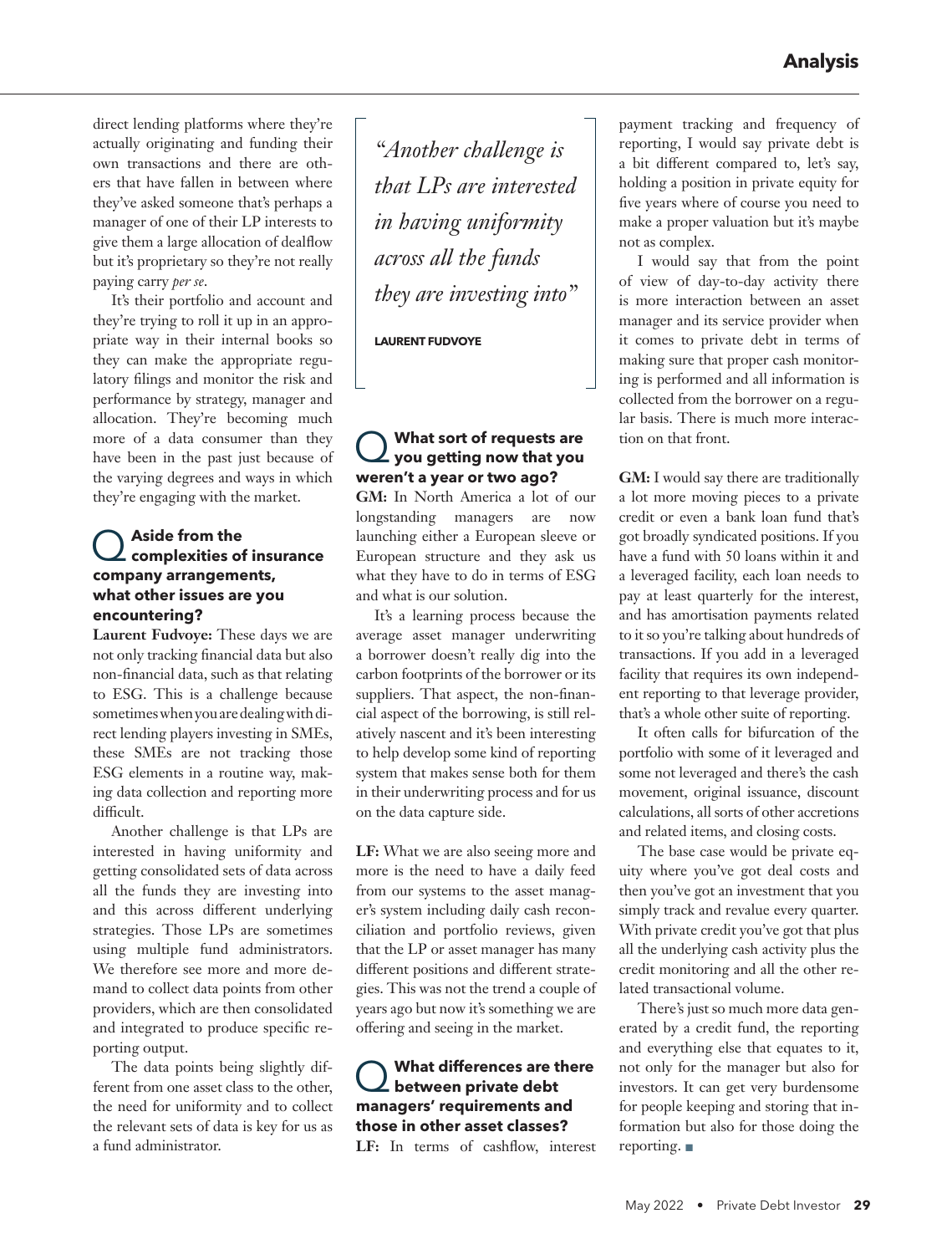direct lending platforms where they're actually originating and funding their own transactions and there are others that have fallen in between where they've asked someone that's perhaps a manager of one of their LP interests to give them a large allocation of dealflow but it's proprietary so they're not really paying carry *per se*.

It's their portfolio and account and they're trying to roll it up in an appropriate way in their internal books so they can make the appropriate regulatory filings and monitor the risk and performance by strategy, manager and allocation. They're becoming much more of a data consumer than they have been in the past just because of the varying degrees and ways in which they're engaging with the market.

## Q Aside from the complexities of insurance company arrangements, what other issues are you encountering?

**Laurent Fudvoye:** These days we are not only tracking financial data but also non-financial data, such as that relating to ESG. This is a challenge because sometimes when you are dealing with direct lending players investing in SMEs, these SMEs are not tracking those ESG elements in a routine way, making data collection and reporting more difficult.

Another challenge is that LPs are interested in having uniformity and getting consolidated sets of data across all the funds they are investing into and this across different underlying strategies. Those LPs are sometimes using multiple fund administrators. We therefore see more and more demand to collect data points from other providers, which are then consolidated and integrated to produce specific reporting output.

The data points being slightly different from one asset class to the other, the need for uniformity and to collect the relevant sets of data is key for us as a fund administrator.

> *"Another challenge is that LPs are interested in having uniformity across all the funds they are investing into"*
>
> **LAURENT FUDVOYE**

## Q What sort of requests are you getting now that you weren't a year or two ago?

**GM:** In North America a lot of our longstanding managers are now launching either a European sleeve or European structure and they ask us what they have to do in terms of ESG and what is our solution.

It's a learning process because the average asset manager underwriting a borrower doesn't really dig into the carbon footprints of the borrower or its suppliers. That aspect, the non-financial aspect of the borrowing, is still relatively nascent and it's been interesting to help develop some kind of reporting system that makes sense both for them in their underwriting process and for us on the data capture side.

**LF:** What we are also seeing more and more is the need to have a daily feed from our systems to the asset manager's system including daily cash reconciliation and portfolio reviews, given that the LP or asset manager has many different positions and different strategies. This was not the trend a couple of years ago but now it's something we are offering and seeing in the market.

## Q What differences are there between private debt managers' requirements and those in other asset classes?

**LF:** In terms of cashflow, interest payment tracking and frequency of reporting, I would say private debt is a bit different compared to, let's say, holding a position in private equity for five years where of course you need to make a proper valuation but it's maybe not as complex.

I would say that from the point of view of day-to-day activity there is more interaction between an asset manager and its service provider when it comes to private debt in terms of making sure that proper cash monitoring is performed and all information is collected from the borrower on a regular basis. There is much more interaction on that front.

**GM:** I would say there are traditionally a lot more moving pieces to a private credit or even a bank loan fund that's got broadly syndicated positions. If you have a fund with 50 loans within it and a leveraged facility, each loan needs to pay at least quarterly for the interest, and has amortisation payments related to it so you're talking about hundreds of transactions. If you add in a leveraged facility that requires its own independent reporting to that leverage provider, that's a whole other suite of reporting.

It often calls for bifurcation of the portfolio with some of it leveraged and some not leveraged and there's the cash movement, original issuance, discount calculations, all sorts of other accretions and related items, and closing costs.

The base case would be private equity where you've got deal costs and then you've got an investment that you simply track and revalue every quarter. With private credit you've got that plus all the underlying cash activity plus the credit monitoring and all the other related transactional volume.

There's just so much more data generated by a credit fund, the reporting and everything else that equates to it, not only for the manager but also for investors. It can get very burdensome for people keeping and storing that information but also for those doing the reporting. ■